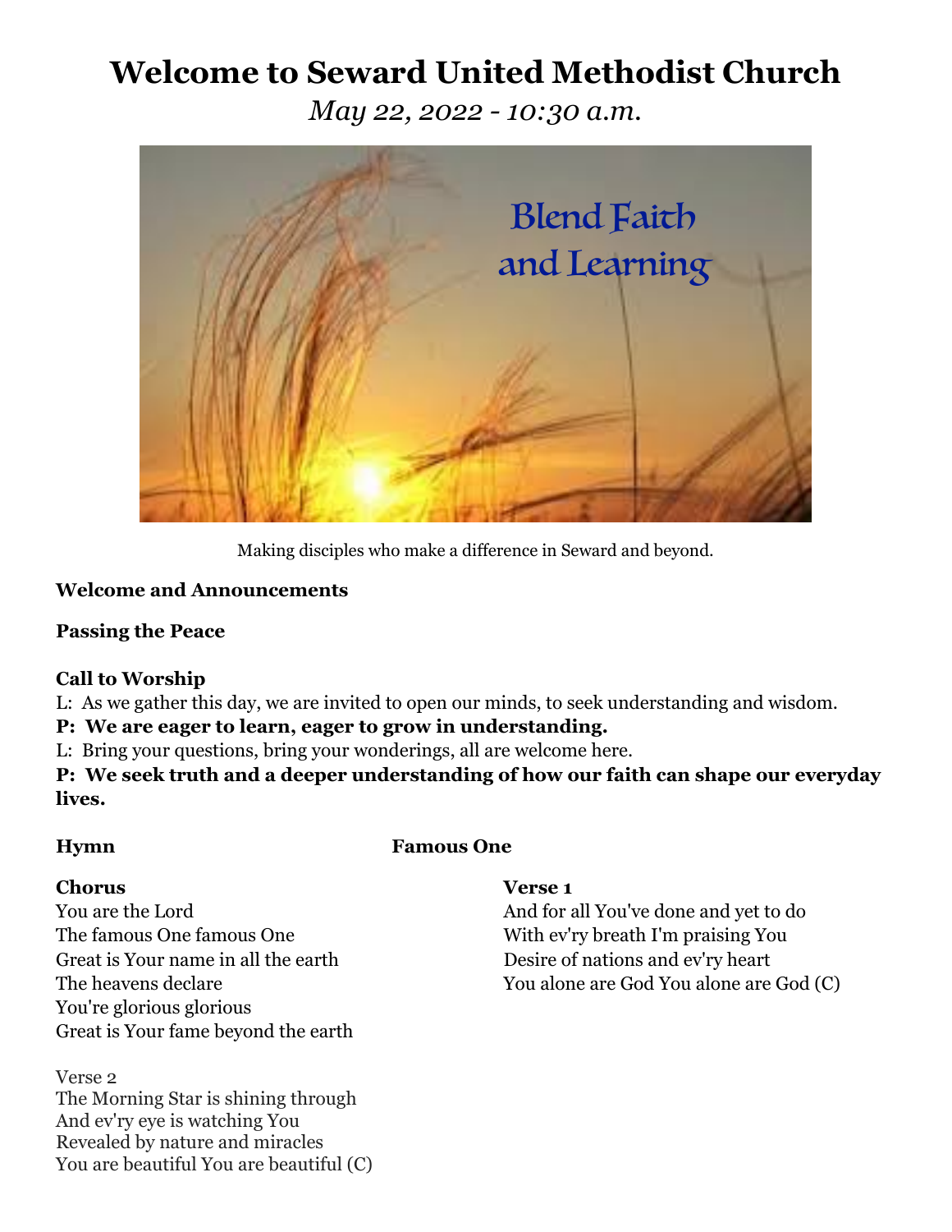# Welcome to Seward United Methodist Church

*May 22, 2022 - 10:30 a.m.*

Blend Faith and Learning

Making disciples who make a difference in Seward and beyond.

**Welcome and Announcements**

**Passing the Peace**

**Call to Worship**

L: As we gather this day, we are invited to open our minds, to seek understanding and wisdom.

**P: We are eager to learn, eager to grow in understanding.**

L: Bring your questions, bring your wonderings, all are welcome here.

**P: We seek truth and a deeper understanding of how our faith can shape our everyday lives.**

**Hymn** **Famous One**

**Chorus**
You are the Lord
The famous One famous One
Great is Your name in all the earth
The heavens declare
You're glorious glorious
Great is Your fame beyond the earth

**Verse 1**
And for all You've done and yet to do
With ev'ry breath I'm praising You
Desire of nations and ev'ry heart
You alone are God You alone are God (C)

Verse 2
The Morning Star is shining through
And ev'ry eye is watching You
Revealed by nature and miracles
You are beautiful You are beautiful (C)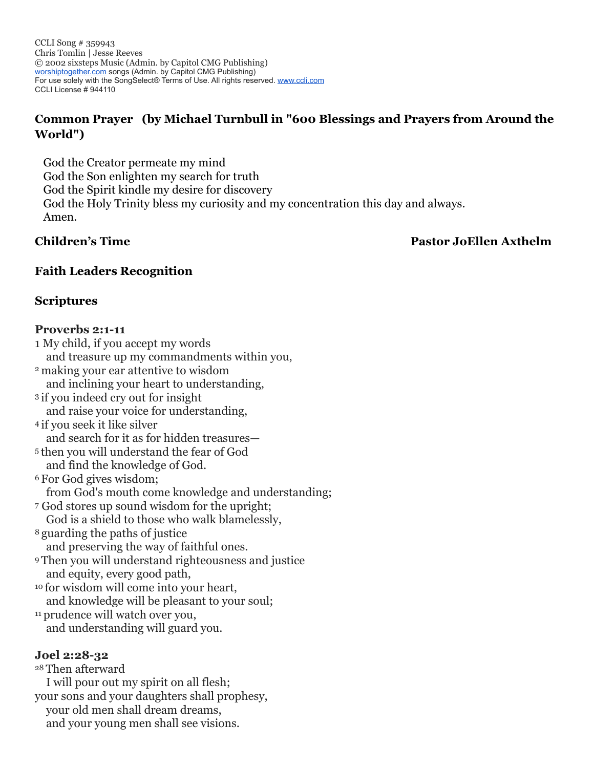CCLI Song # 359943
Chris Tomlin | Jesse Reeves
© 2002 sixsteps Music (Admin. by Capitol CMG Publishing)
worshiptogether.com songs (Admin. by Capitol CMG Publishing)
For use solely with the SongSelect® Terms of Use. All rights reserved. www.ccli.com
CCLI License # 944110

### Common Prayer (by Michael Turnbull in "600 Blessings and Prayers from Around the World")

God the Creator permeate my mind
God the Son enlighten my search for truth
God the Spirit kindle my desire for discovery
God the Holy Trinity bless my curiosity and my concentration this day and always.
Amen.

### Children's Time — Pastor JoEllen Axthelm

### Faith Leaders Recognition

### Scriptures

#### Proverbs 2:1-11

1 My child, if you accept my words
and treasure up my commandments within you,
2 making your ear attentive to wisdom
and inclining your heart to understanding,
3 if you indeed cry out for insight
and raise your voice for understanding,
4 if you seek it like silver
and search for it as for hidden treasures—
5 then you will understand the fear of God
and find the knowledge of God.
6 For God gives wisdom;
from God's mouth come knowledge and understanding;
7 God stores up sound wisdom for the upright;
God is a shield to those who walk blamelessly,
8 guarding the paths of justice
and preserving the way of faithful ones.
9 Then you will understand righteousness and justice
and equity, every good path,
10 for wisdom will come into your heart,
and knowledge will be pleasant to your soul;
11 prudence will watch over you,
and understanding will guard you.

#### Joel 2:28-32

28 Then afterward
I will pour out my spirit on all flesh;
your sons and your daughters shall prophesy,
your old men shall dream dreams,
and your young men shall see visions.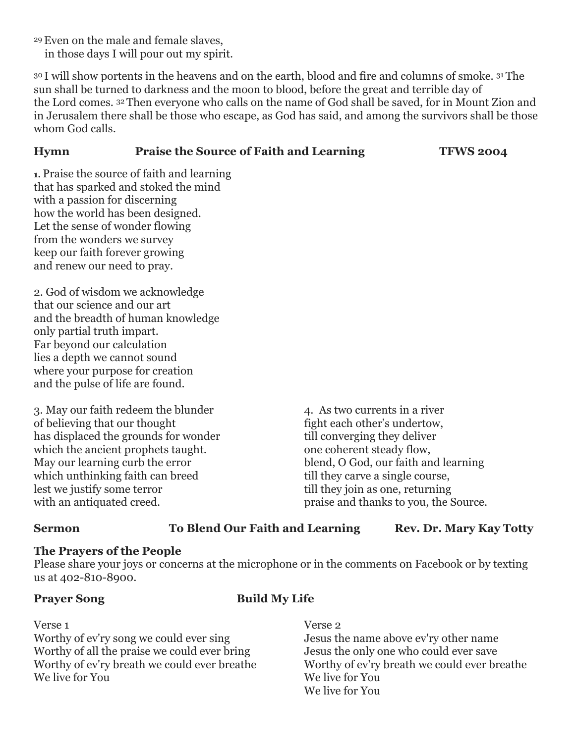[29] Even on the male and female slaves,
in those days I will pour out my spirit.

[30] I will show portents in the heavens and on the earth, blood and fire and columns of smoke. [31] The sun shall be turned to darkness and the moon to blood, before the great and terrible day of the Lord comes. [32] Then everyone who calls on the name of God shall be saved, for in Mount Zion and in Jerusalem there shall be those who escape, as God has said, and among the survivors shall be those whom God calls.

**Hymn** **Praise the Source of Faith and Learning** **TFWS 2004**

1. Praise the source of faith and learning
that has sparked and stoked the mind
with a passion for discerning
how the world has been designed.
Let the sense of wonder flowing
from the wonders we survey
keep our faith forever growing
and renew our need to pray.

2. God of wisdom we acknowledge
that our science and our art
and the breadth of human knowledge
only partial truth impart.
Far beyond our calculation
lies a depth we cannot sound
where your purpose for creation
and the pulse of life are found.

3. May our faith redeem the blunder
of believing that our thought
has displaced the grounds for wonder
which the ancient prophets taught.
May our learning curb the error
which unthinking faith can breed
lest we justify some terror
with an antiquated creed.

4. As two currents in a river
fight each other's undertow,
till converging they deliver
one coherent steady flow,
blend, O God, our faith and learning
till they carve a single course,
till they join as one, returning
praise and thanks to you, the Source.

**Sermon** **To Blend Our Faith and Learning** **Rev. Dr. Mary Kay Totty**

**The Prayers of the People**
Please share your joys or concerns at the microphone or in the comments on Facebook or by texting us at 402-810-8900.

**Prayer Song** **Build My Life**

Verse 1
Worthy of ev'ry song we could ever sing
Worthy of all the praise we could ever bring
Worthy of ev'ry breath we could ever breathe
We live for You

Verse 2
Jesus the name above ev'ry other name
Jesus the only one who could ever save
Worthy of ev'ry breath we could ever breathe
We live for You
We live for You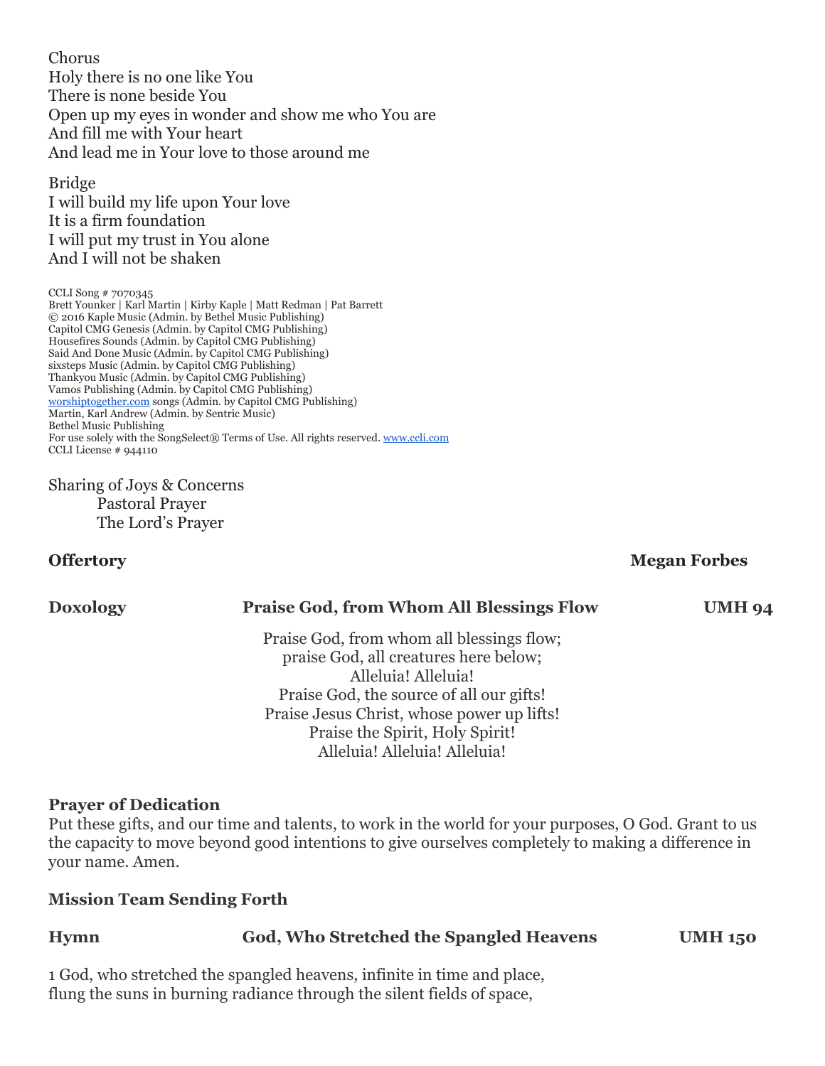Chorus
Holy there is no one like You
There is none beside You
Open up my eyes in wonder and show me who You are
And fill me with Your heart
And lead me in Your love to those around me

Bridge
I will build my life upon Your love
It is a firm foundation
I will put my trust in You alone
And I will not be shaken

CCLI Song # 7070345
Brett Younker | Karl Martin | Kirby Kaple | Matt Redman | Pat Barrett
© 2016 Kaple Music (Admin. by Bethel Music Publishing)
Capitol CMG Genesis (Admin. by Capitol CMG Publishing)
Housefires Sounds (Admin. by Capitol CMG Publishing)
Said And Done Music (Admin. by Capitol CMG Publishing)
sixsteps Music (Admin. by Capitol CMG Publishing)
Thankyou Music (Admin. by Capitol CMG Publishing)
Vamos Publishing (Admin. by Capitol CMG Publishing)
worshiptogether.com songs (Admin. by Capitol CMG Publishing)
Martin, Karl Andrew (Admin. by Sentric Music)
Bethel Music Publishing
For use solely with the SongSelect® Terms of Use. All rights reserved. www.ccli.com
CCLI License # 944110

Sharing of Joys & Concerns
Pastoral Prayer
The Lord's Prayer

**Offertory** **Megan Forbes**

**Doxology** **Praise God, from Whom All Blessings Flow** **UMH 94**

Praise God, from whom all blessings flow;
praise God, all creatures here below;
Alleluia! Alleluia!
Praise God, the source of all our gifts!
Praise Jesus Christ, whose power up lifts!
Praise the Spirit, Holy Spirit!
Alleluia! Alleluia! Alleluia!

**Prayer of Dedication**
Put these gifts, and our time and talents, to work in the world for your purposes, O God. Grant to us the capacity to move beyond good intentions to give ourselves completely to making a difference in your name. Amen.

**Mission Team Sending Forth**

**Hymn** **God, Who Stretched the Spangled Heavens** **UMH 150**

1 God, who stretched the spangled heavens, infinite in time and place,
flung the suns in burning radiance through the silent fields of space,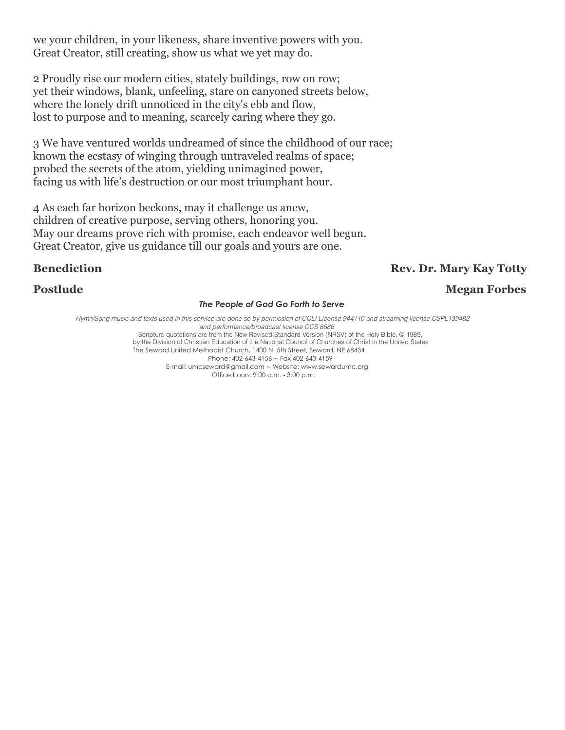we your children, in your likeness, share inventive powers with you.
Great Creator, still creating, show us what we yet may do.

2 Proudly rise our modern cities, stately buildings, row on row;
yet their windows, blank, unfeeling, stare on canyoned streets below,
where the lonely drift unnoticed in the city's ebb and flow,
lost to purpose and to meaning, scarcely caring where they go.

3 We have ventured worlds undreamed of since the childhood of our race;
known the ecstasy of winging through untraveled realms of space;
probed the secrets of the atom, yielding unimagined power,
facing us with life's destruction or our most triumphant hour.

4 As each far horizon beckons, may it challenge us anew,
children of creative purpose, serving others, honoring you.
May our dreams prove rich with promise, each endeavor well begun.
Great Creator, give us guidance till our goals and yours are one.

**Benediction** **Rev. Dr. Mary Kay Totty**

**Postlude** **Megan Forbes**

***The People of God Go Forth to Serve***

*Hymn/Song music and texts used in this service are done so by permission of CCLI License 944110 and streaming license CSPL139482 and performance/broadcast license CCS 8686*

Scripture quotations are from the New Revised Standard Version (NRSV) of the Holy Bible, © 1989, by the Division of Christian Education of the National Council of Churches of Christ in the United States

The Seward United Methodist Church, 1400 N. 5th Street, Seward, NE 68434

Phone: 402-643-4156 ~ Fax 402-643-4159

E-mail: umcseward@gmail.com ~ Website: www.sewardumc.org

Office hours: 9:00 a.m. - 3:00 p.m.